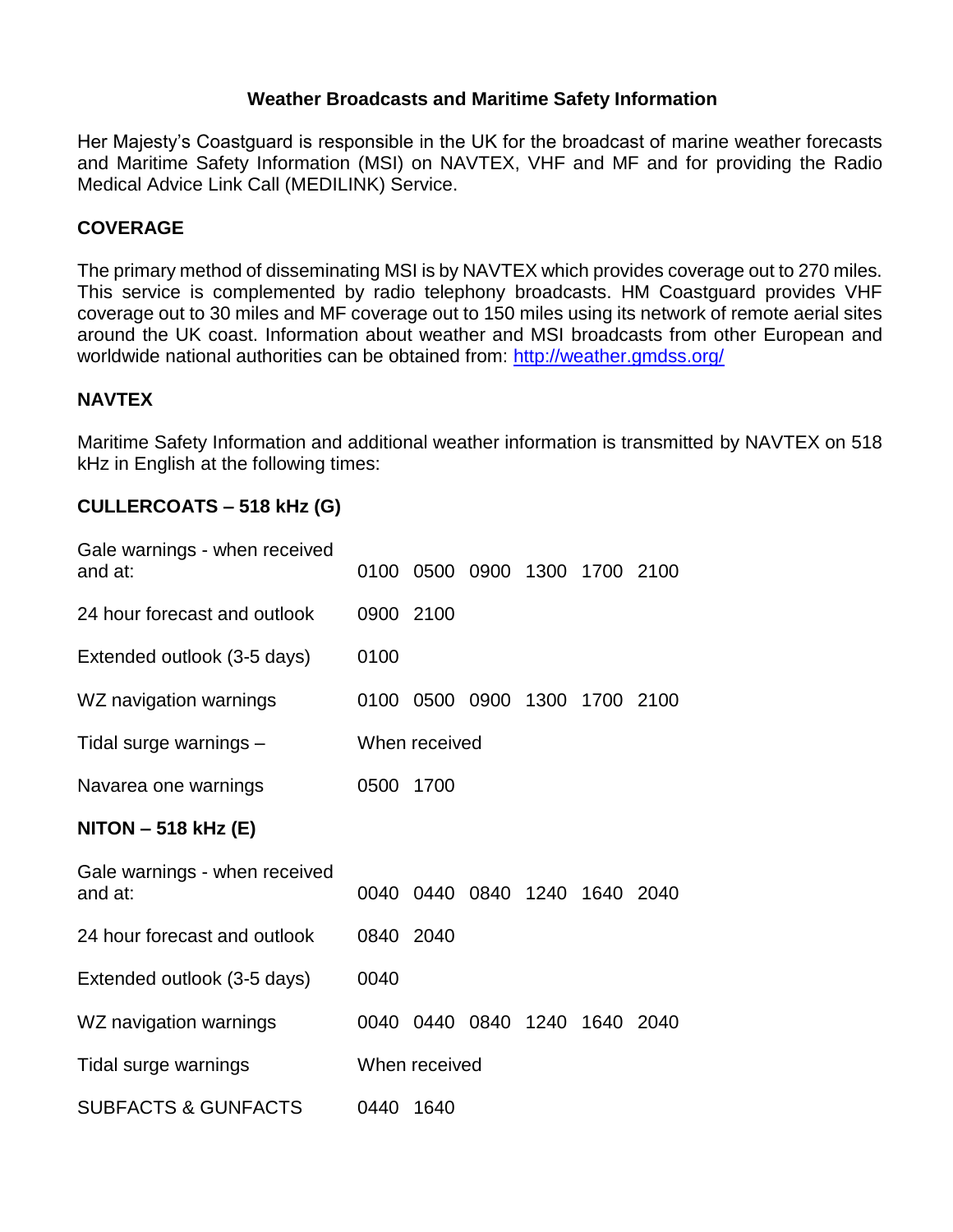# Weather Broadcasts and Maritime Safety Information

Her Majesty's Coastguard is responsible in the UK for the broadcast of marine weather forecasts and Maritime Safety Information (MSI) on NAVTEX, VHF and MF and for providing the Radio Medical Advice Link Call (MEDILINK) Service.

## COVERAGE

The primary method of disseminating MSI is by NAVTEX which provides coverage out to 270 miles. This service is complemented by radio telephony broadcasts. HM Coastguard provides VHF coverage out to 30 miles and MF coverage out to 150 miles using its network of remote aerial sites around the UK coast. Information about weather and MSI broadcasts from other European and worldwide national authorities can be obtained from: [http://weather.gmdss.org/](http://weather.gmdss.org/)

## NAVTEX

Maritime Safety Information and additional weather information is transmitted by NAVTEX on 518 kHz in English at the following times:

### CULLERCOATS – 518 kHz (G)

| | | | | | | |
|---|---|---|---|---|---|---|
| Gale warnings - when received and at: | 0100 | 0500 | 0900 | 1300 | 1700 | 2100 |
| 24 hour forecast and outlook | 0900 | 2100 | | | | |
| Extended outlook (3-5 days) | 0100 | | | | | |
| WZ navigation warnings | 0100 | 0500 | 0900 | 1300 | 1700 | 2100 |
| Tidal surge warnings – | When received | | | | | |
| Navarea one warnings | 0500 | 1700 | | | | |

### NITON – 518 kHz (E)

| | | | | | | |
|---|---|---|---|---|---|---|
| Gale warnings - when received and at: | 0040 | 0440 | 0840 | 1240 | 1640 | 2040 |
| 24 hour forecast and outlook | 0840 | 2040 | | | | |
| Extended outlook (3-5 days) | 0040 | | | | | |
| WZ navigation warnings | 0040 | 0440 | 0840 | 1240 | 1640 | 2040 |
| Tidal surge warnings | When received | | | | | |
| SUBFACTS & GUNFACTS | 0440 | 1640 | | | | |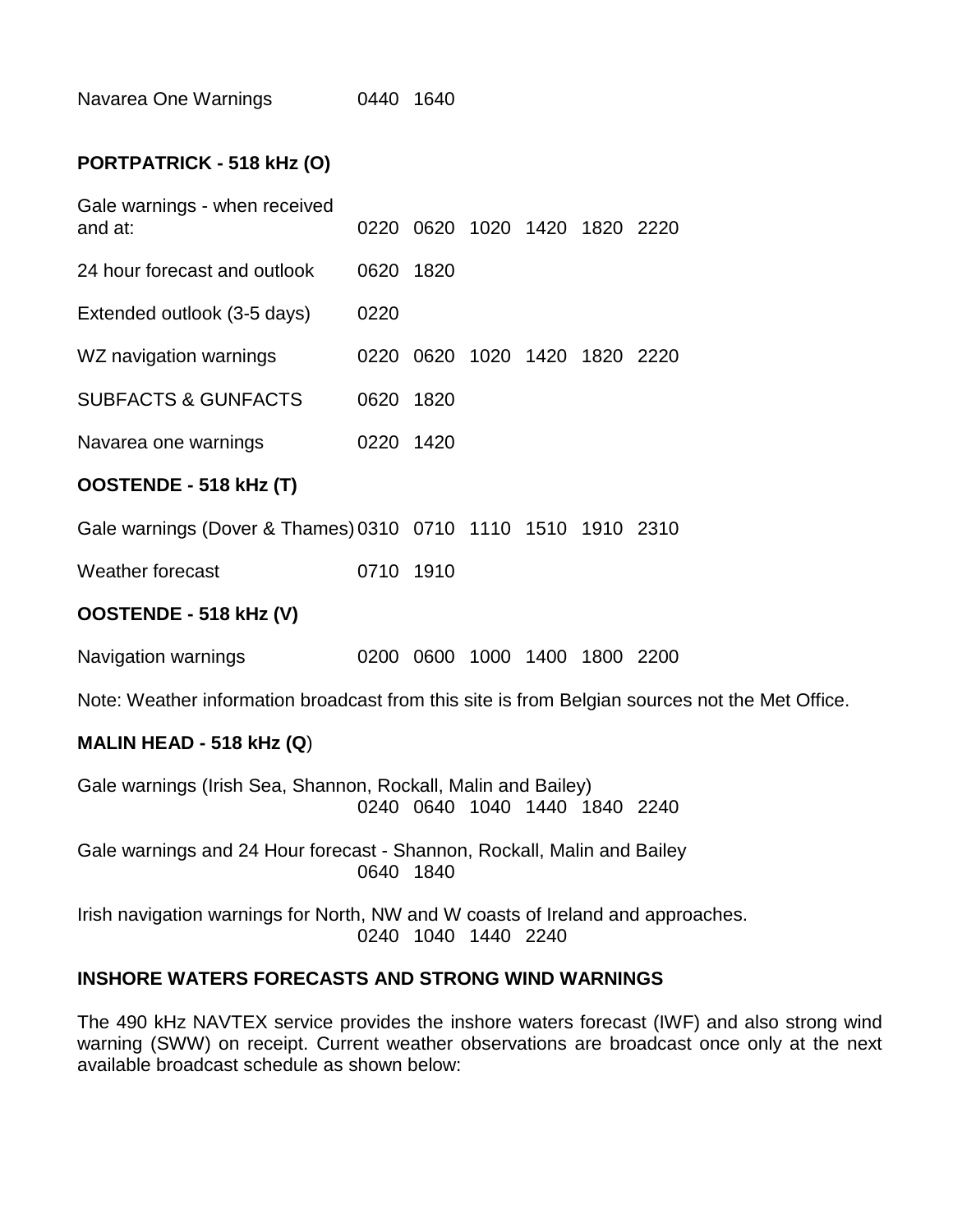Navarea One Warnings 0440 1640

**PORTPATRICK - 518 kHz (O)**

| | | | | | | |
|---|---|---|---|---|---|---|
| Gale warnings - when received and at: | 0220 | 0620 | 1020 | 1420 | 1820 | 2220 |
| 24 hour forecast and outlook | 0620 | 1820 | | | | |
| Extended outlook (3-5 days) | 0220 | | | | | |
| WZ navigation warnings | 0220 | 0620 | 1020 | 1420 | 1820 | 2220 |
| SUBFACTS & GUNFACTS | 0620 | 1820 | | | | |
| Navarea one warnings | 0220 | 1420 | | | | |

**OOSTENDE - 518 kHz (T)**

| | | | | | | |
|---|---|---|---|---|---|---|
| Gale warnings (Dover & Thames) | 0310 | 0710 | 1110 | 1510 | 1910 | 2310 |
| Weather forecast | 0710 | 1910 | | | | |

**OOSTENDE - 518 kHz (V)**

| | | | | | | |
|---|---|---|---|---|---|---|
| Navigation warnings | 0200 | 0600 | 1000 | 1400 | 1800 | 2200 |

Note: Weather information broadcast from this site is from Belgian sources not the Met Office.

**MALIN HEAD - 518 kHz (Q)**

Gale warnings (Irish Sea, Shannon, Rockall, Malin and Bailey)
0240 0640 1040 1440 1840 2240

Gale warnings and 24 Hour forecast - Shannon, Rockall, Malin and Bailey
0640 1840

Irish navigation warnings for North, NW and W coasts of Ireland and approaches.
0240 1040 1440 2240

**INSHORE WATERS FORECASTS AND STRONG WIND WARNINGS**

The 490 kHz NAVTEX service provides the inshore waters forecast (IWF) and also strong wind warning (SWW) on receipt. Current weather observations are broadcast once only at the next available broadcast schedule as shown below: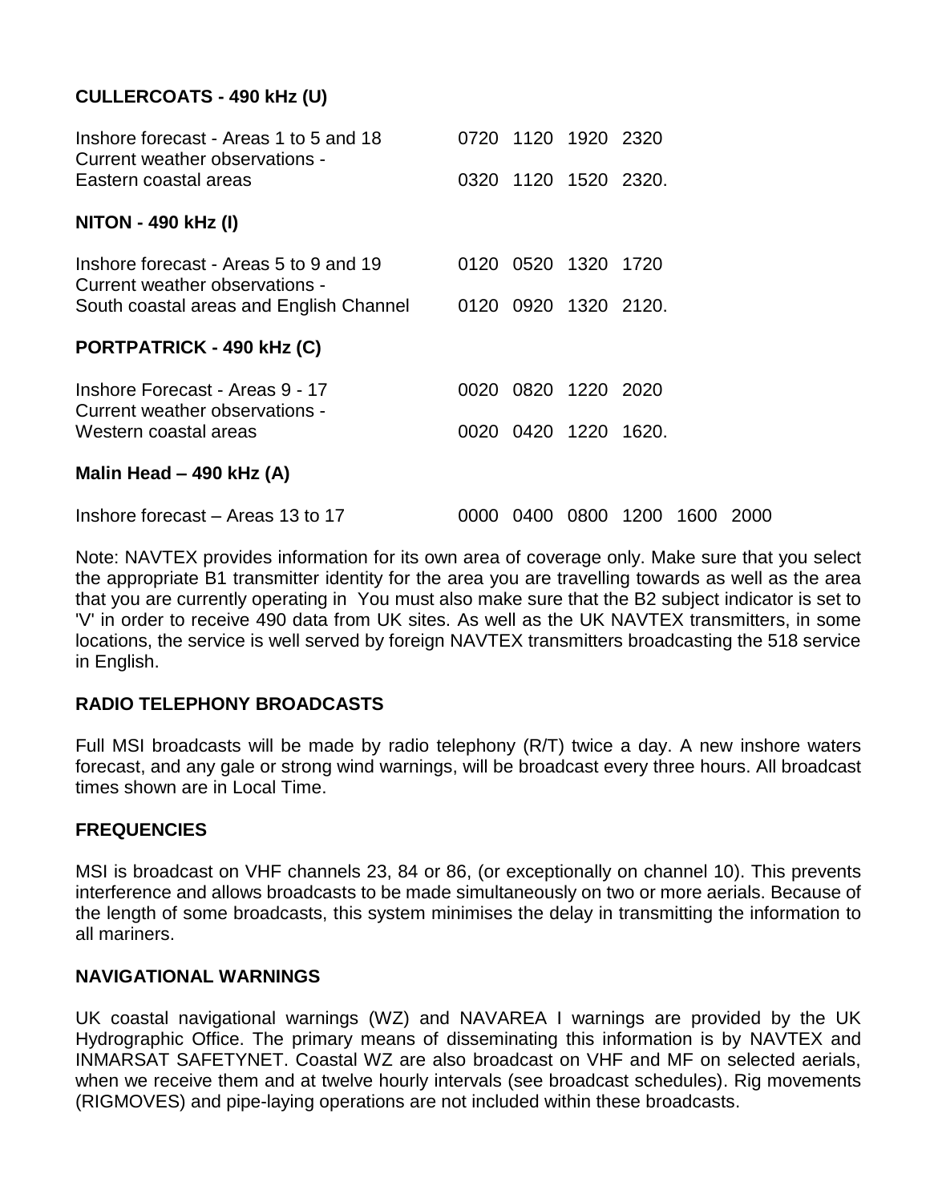**CULLERCOATS - 490 kHz (U)**

| | |
|---|---|
| Inshore forecast - Areas 1 to 5 and 18 | 0720 1120 1920 2320 |
| Current weather observations - Eastern coastal areas | 0320 1120 1520 2320. |

**NITON - 490 kHz (I)**

| | |
|---|---|
| Inshore forecast - Areas 5 to 9 and 19 | 0120 0520 1320 1720 |
| Current weather observations - South coastal areas and English Channel | 0120 0920 1320 2120. |

**PORTPATRICK - 490 kHz (C)**

| | |
|---|---|
| Inshore Forecast - Areas 9 - 17 | 0020 0820 1220 2020 |
| Current weather observations - Western coastal areas | 0020 0420 1220 1620. |

**Malin Head – 490 kHz (A)**

| | |
|---|---|
| Inshore forecast – Areas 13 to 17 | 0000 0400 0800 1200 1600 2000 |

Note: NAVTEX provides information for its own area of coverage only. Make sure that you select the appropriate B1 transmitter identity for the area you are travelling towards as well as the area that you are currently operating in You must also make sure that the B2 subject indicator is set to 'V' in order to receive 490 data from UK sites. As well as the UK NAVTEX transmitters, in some locations, the service is well served by foreign NAVTEX transmitters broadcasting the 518 service in English.

**RADIO TELEPHONY BROADCASTS**

Full MSI broadcasts will be made by radio telephony (R/T) twice a day. A new inshore waters forecast, and any gale or strong wind warnings, will be broadcast every three hours. All broadcast times shown are in Local Time.

**FREQUENCIES**

MSI is broadcast on VHF channels 23, 84 or 86, (or exceptionally on channel 10). This prevents interference and allows broadcasts to be made simultaneously on two or more aerials. Because of the length of some broadcasts, this system minimises the delay in transmitting the information to all mariners.

**NAVIGATIONAL WARNINGS**

UK coastal navigational warnings (WZ) and NAVAREA I warnings are provided by the UK Hydrographic Office. The primary means of disseminating this information is by NAVTEX and INMARSAT SAFETYNET. Coastal WZ are also broadcast on VHF and MF on selected aerials, when we receive them and at twelve hourly intervals (see broadcast schedules). Rig movements (RIGMOVES) and pipe-laying operations are not included within these broadcasts.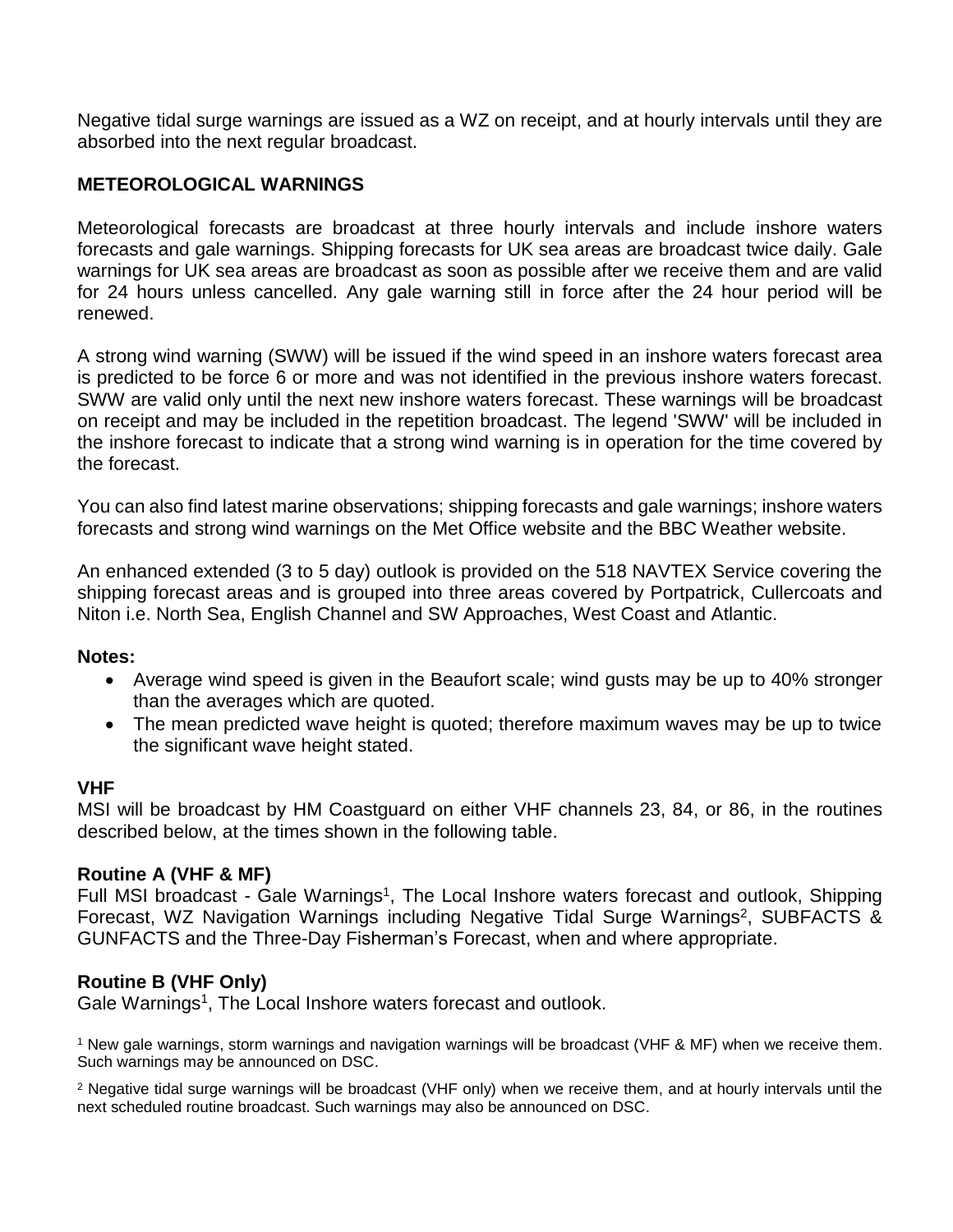Negative tidal surge warnings are issued as a WZ on receipt, and at hourly intervals until they are absorbed into the next regular broadcast.

## METEOROLOGICAL WARNINGS

Meteorological forecasts are broadcast at three hourly intervals and include inshore waters forecasts and gale warnings. Shipping forecasts for UK sea areas are broadcast twice daily. Gale warnings for UK sea areas are broadcast as soon as possible after we receive them and are valid for 24 hours unless cancelled. Any gale warning still in force after the 24 hour period will be renewed.

A strong wind warning (SWW) will be issued if the wind speed in an inshore waters forecast area is predicted to be force 6 or more and was not identified in the previous inshore waters forecast. SWW are valid only until the next new inshore waters forecast. These warnings will be broadcast on receipt and may be included in the repetition broadcast. The legend 'SWW' will be included in the inshore forecast to indicate that a strong wind warning is in operation for the time covered by the forecast.

You can also find latest marine observations; shipping forecasts and gale warnings; inshore waters forecasts and strong wind warnings on the Met Office website and the BBC Weather website.

An enhanced extended (3 to 5 day) outlook is provided on the 518 NAVTEX Service covering the shipping forecast areas and is grouped into three areas covered by Portpatrick, Cullercoats and Niton i.e. North Sea, English Channel and SW Approaches, West Coast and Atlantic.

**Notes:**

- Average wind speed is given in the Beaufort scale; wind gusts may be up to 40% stronger than the averages which are quoted.
- The mean predicted wave height is quoted; therefore maximum waves may be up to twice the significant wave height stated.

**VHF**

MSI will be broadcast by HM Coastguard on either VHF channels 23, 84, or 86, in the routines described below, at the times shown in the following table.

**Routine A (VHF & MF)**

Full MSI broadcast - Gale Warnings[1], The Local Inshore waters forecast and outlook, Shipping Forecast, WZ Navigation Warnings including Negative Tidal Surge Warnings[2], SUBFACTS & GUNFACTS and the Three-Day Fisherman's Forecast, when and where appropriate.

**Routine B (VHF Only)**

Gale Warnings[1], The Local Inshore waters forecast and outlook.

[1] New gale warnings, storm warnings and navigation warnings will be broadcast (VHF & MF) when we receive them. Such warnings may be announced on DSC.

[2] Negative tidal surge warnings will be broadcast (VHF only) when we receive them, and at hourly intervals until the next scheduled routine broadcast. Such warnings may also be announced on DSC.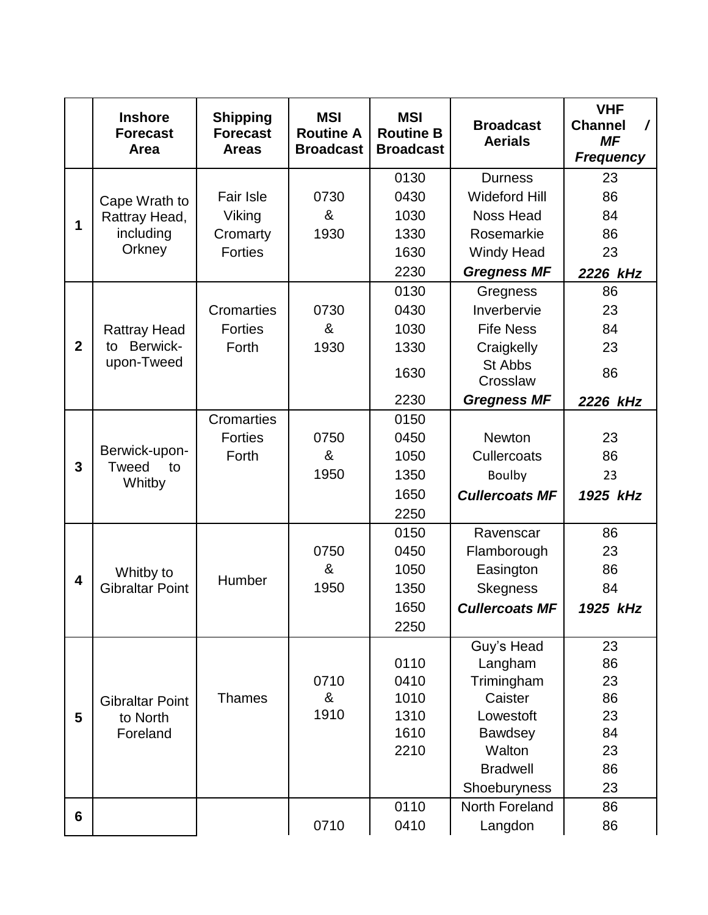|  | Inshore Forecast Area | Shipping Forecast Areas | MSI Routine A Broadcast | MSI Routine B Broadcast | Broadcast Aerials | VHF Channel / *MF Frequency* |
|---|---|---|---|---|---|---|
| **1** | Cape Wrath to Rattray Head, including Orkney | Fair Isle<br>Viking<br>Cromarty<br>Forties | 0730<br>&<br>1930 | 0130<br>0430<br>1030<br>1330<br>1630<br>2230 | Durness<br>Wideford Hill<br>Noss Head<br>Rosemarkie<br>Windy Head<br>***Gregness MF*** | 23<br>86<br>84<br>86<br>23<br>***2226 kHz*** |
| **2** | Rattray Head to Berwick-upon-Tweed | Cromarties<br>Forties<br>Forth | 0730<br>&<br>1930 | 0130<br>0430<br>1030<br>1330<br>1630<br>2230 | Gregness<br>Inverbervie<br>Fife Ness<br>Craigkelly<br>St Abbs Crosslaw<br>***Gregness MF*** | 86<br>23<br>84<br>23<br>86<br>***2226 kHz*** |
| **3** | Berwick-upon-Tweed to Whitby | Cromarties<br>Forties<br>Forth | 0750<br>&<br>1950 | 0150<br>0450<br>1050<br>1350<br>1650<br>2250 | Newton<br>Cullercoats<br>Boulby<br>***Cullercoats MF*** | 23<br>86<br>23<br>***1925 kHz*** |
| **4** | Whitby to Gibraltar Point | Humber | 0750<br>&<br>1950 | 0150<br>0450<br>1050<br>1350<br>1650<br>2250 | Ravenscar<br>Flamborough<br>Easington<br>Skegness<br>***Cullercoats MF*** | 86<br>23<br>86<br>84<br>***1925 kHz*** |
| **5** | Gibraltar Point to North Foreland | Thames | 0710<br>&<br>1910 | 0110<br>0410<br>1010<br>1310<br>1610<br>2210 | Guy's Head<br>Langham<br>Trimingham<br>Caister<br>Lowestoft<br>Bawdsey<br>Walton<br>Bradwell<br>Shoeburyness | 23<br>86<br>23<br>86<br>23<br>84<br>23<br>86<br>23 |
| **6** |  |  | 0710 | 0110<br>0410 | North Foreland<br>Langdon | 86<br>86 |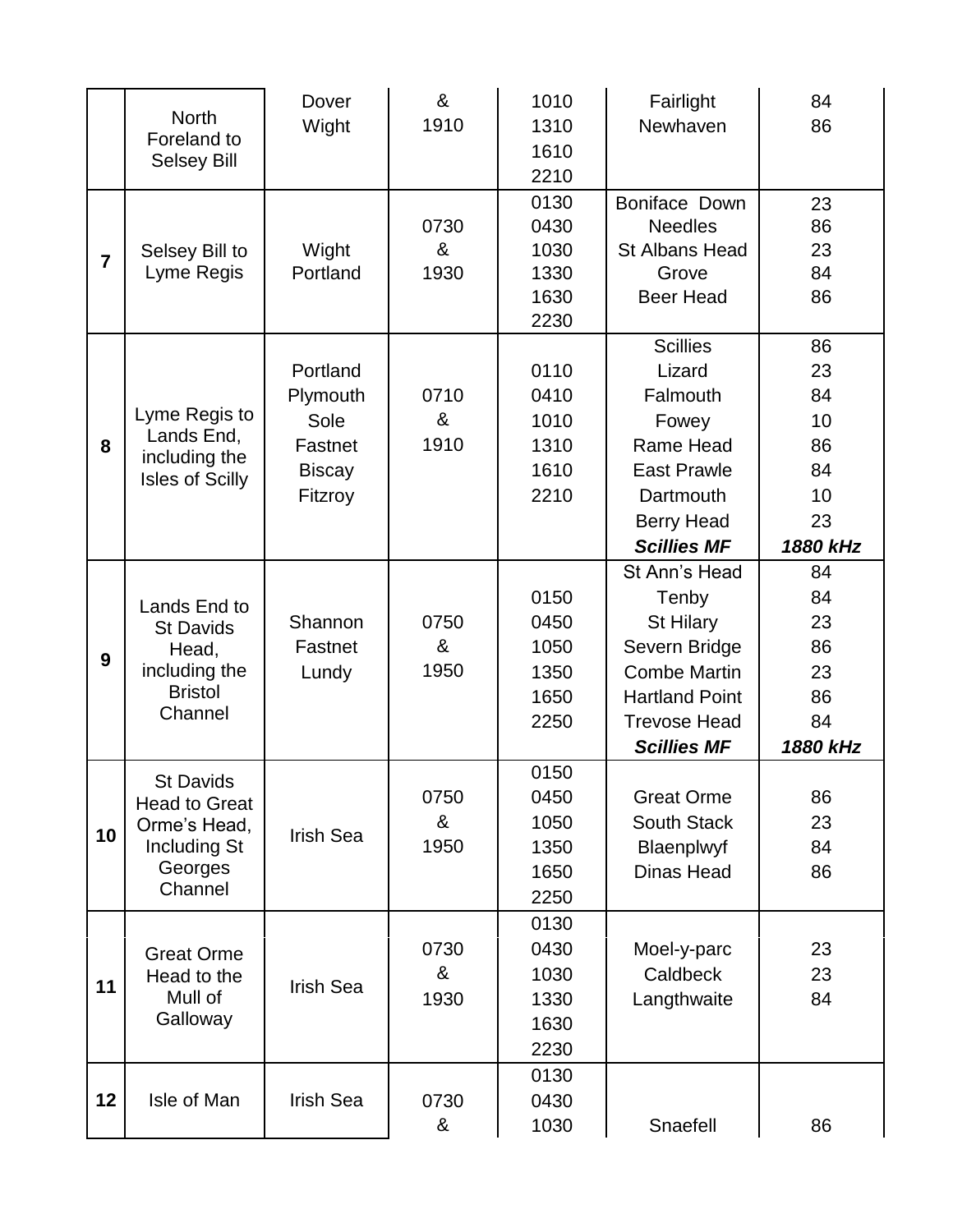| | | | | | | |
|---|---|---|---|---|---|---|
| | North Foreland to Selsey Bill | Dover<br>Wight | &<br>1910 | 1010<br>1310<br>1610<br>2210 | Fairlight<br>Newhaven | 84<br>86 |
| **7** | Selsey Bill to Lyme Regis | Wight<br>Portland | 0730<br>&<br>1930 | 0130<br>0430<br>1030<br>1330<br>1630<br>2230 | Boniface Down<br>Needles<br>St Albans Head<br>Grove<br>Beer Head | 23<br>86<br>23<br>84<br>86 |
| **8** | Lyme Regis to Lands End, including the Isles of Scilly | Portland<br>Plymouth<br>Sole<br>Fastnet<br>Biscay<br>Fitzroy | 0710<br>&<br>1910 | 0110<br>0410<br>1010<br>1310<br>1610<br>2210 | Scillies<br>Lizard<br>Falmouth<br>Fowey<br>Rame Head<br>East Prawle<br>Dartmouth<br>Berry Head<br>***Scillies MF*** | 86<br>23<br>84<br>10<br>86<br>84<br>10<br>23<br>***1880 kHz*** |
| **9** | Lands End to St Davids Head, including the Bristol Channel | Shannon<br>Fastnet<br>Lundy | 0750<br>&<br>1950 | 0150<br>0450<br>1050<br>1350<br>1650<br>2250 | St Ann's Head<br>Tenby<br>St Hilary<br>Severn Bridge<br>Combe Martin<br>Hartland Point<br>Trevose Head<br>***Scillies MF*** | 84<br>84<br>23<br>86<br>23<br>86<br>84<br>***1880 kHz*** |
| **10** | St Davids Head to Great Orme's Head, Including St Georges Channel | Irish Sea | 0750<br>&<br>1950 | 0150<br>0450<br>1050<br>1350<br>1650<br>2250 | Great Orme<br>South Stack<br>Blaenplwyf<br>Dinas Head | 86<br>23<br>84<br>86 |
| **11** | Great Orme Head to the Mull of Galloway | Irish Sea | 0730<br>&<br>1930 | 0130<br>0430<br>1030<br>1330<br>1630<br>2230 | Moel-y-parc<br>Caldbeck<br>Langthwaite | 23<br>23<br>84 |
| **12** | Isle of Man | Irish Sea | 0730<br>& | 0130<br>0430<br>1030 | Snaefell | 86 |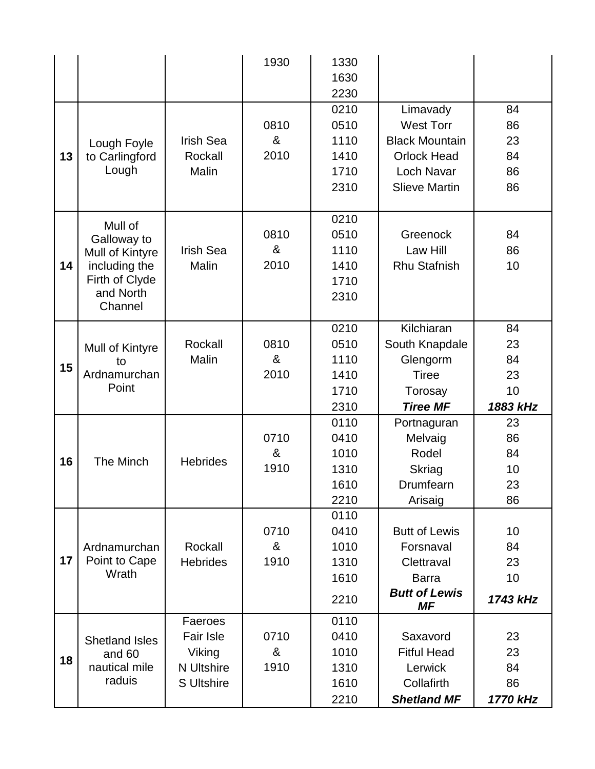| | | | | | | |
|---|---|---|---|---|---|---|
| | | | 1930 | 1330<br>1630<br>2230 | | |
| **13** | Lough Foyle to Carlingford Lough | Irish Sea<br>Rockall<br>Malin | 0810<br>&<br>2010 | 0210<br>0510<br>1110<br>1410<br>1710<br>2310 | Limavady<br>West Torr<br>Black Mountain<br>Orlock Head<br>Loch Navar<br>Slieve Martin | 84<br>86<br>23<br>84<br>86<br>86 |
| **14** | Mull of Galloway to Mull of Kintyre including the Firth of Clyde and North Channel | Irish Sea<br>Malin | 0810<br>&<br>2010 | 0210<br>0510<br>1110<br>1410<br>1710<br>2310 | Greenock<br>Law Hill<br>Rhu Stafnish | 84<br>86<br>10 |
| **15** | Mull of Kintyre to Ardnamurchan Point | Rockall<br>Malin | 0810<br>&<br>2010 | 0210<br>0510<br>1110<br>1410<br>1710<br>2310 | Kilchiaran<br>South Knapdale<br>Glengorm<br>Tiree<br>Torosay<br>***Tiree MF*** | 84<br>23<br>84<br>23<br>10<br>***1883 kHz*** |
| **16** | The Minch | Hebrides | 0710<br>&<br>1910 | 0110<br>0410<br>1010<br>1310<br>1610<br>2210 | Portnaguran<br>Melvaig<br>Rodel<br>Skriag<br>Drumfearn<br>Arisaig | 23<br>86<br>84<br>10<br>23<br>86 |
| **17** | Ardnamurchan Point to Cape Wrath | Rockall<br>Hebrides | 0710<br>&<br>1910 | 0110<br>0410<br>1010<br>1310<br>1610<br>2210 | Butt of Lewis<br>Forsnaval<br>Clettraval<br>Barra<br>***Butt of Lewis MF*** | 10<br>84<br>23<br>10<br>***1743 kHz*** |
| **18** | Shetland Isles and 60 nautical mile raduis | Faeroes<br>Fair Isle<br>Viking<br>N Ultshire<br>S Ultshire | 0710<br>&<br>1910 | 0110<br>0410<br>1010<br>1310<br>1610<br>2210 | Saxavord<br>Fitful Head<br>Lerwick<br>Collafirth<br>***Shetland MF*** | 23<br>23<br>84<br>86<br>***1770 kHz*** |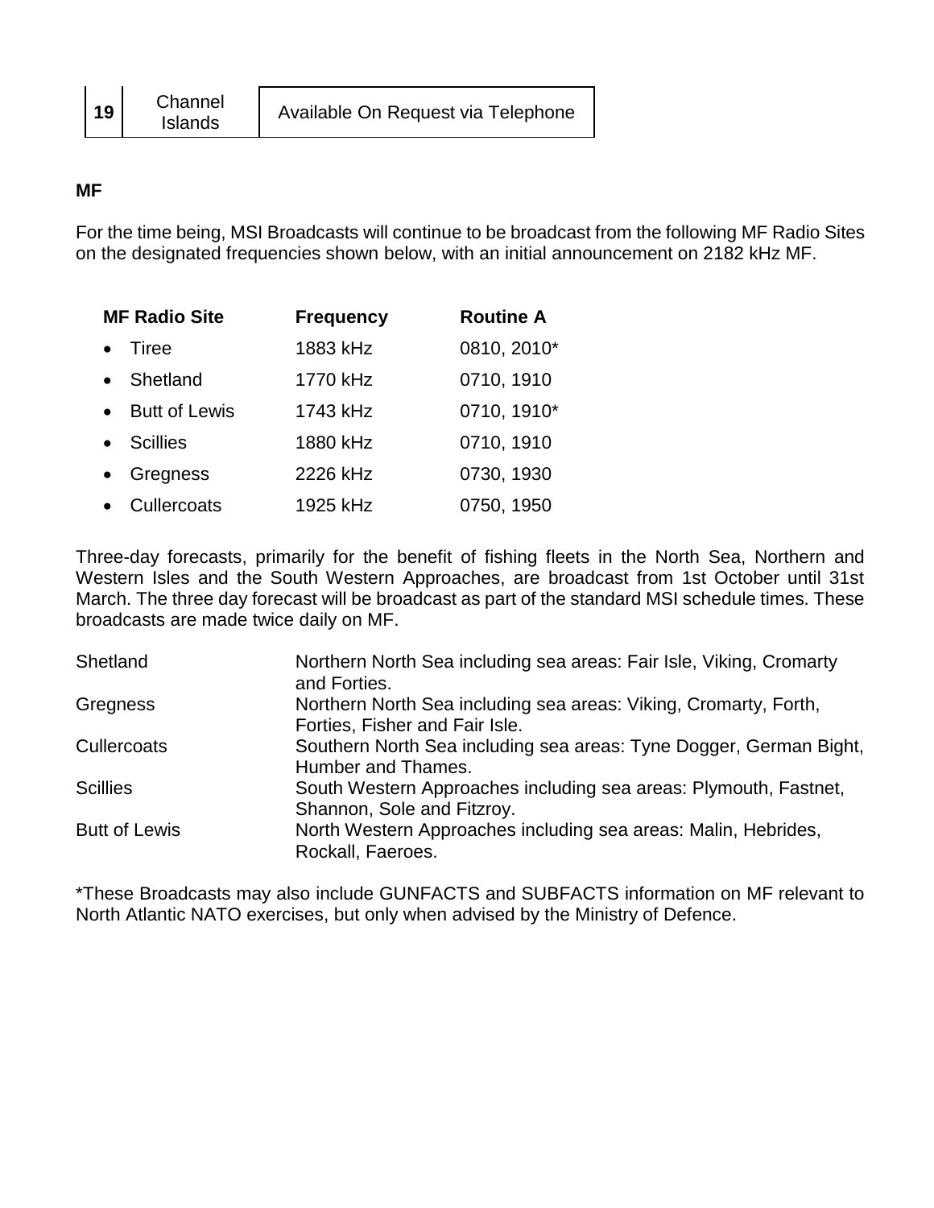| 19 | Channel Islands | Available On Request via Telephone |
|---|---|---|

**MF**

For the time being, MSI Broadcasts will continue to be broadcast from the following MF Radio Sites on the designated frequencies shown below, with an initial announcement on 2182 kHz MF.

| MF Radio Site | Frequency | Routine A |
|---|---|---|
| • Tiree | 1883 kHz | 0810, 2010* |
| • Shetland | 1770 kHz | 0710, 1910 |
| • Butt of Lewis | 1743 kHz | 0710, 1910* |
| • Scillies | 1880 kHz | 0710, 1910 |
| • Gregness | 2226 kHz | 0730, 1930 |
| • Cullercoats | 1925 kHz | 0750, 1950 |

Three-day forecasts, primarily for the benefit of fishing fleets in the North Sea, Northern and Western Isles and the South Western Approaches, are broadcast from 1st October until 31st March. The three day forecast will be broadcast as part of the standard MSI schedule times. These broadcasts are made twice daily on MF.

| | |
|---|---|
| Shetland | Northern North Sea including sea areas: Fair Isle, Viking, Cromarty and Forties. |
| Gregness | Northern North Sea including sea areas: Viking, Cromarty, Forth, Forties, Fisher and Fair Isle. |
| Cullercoats | Southern North Sea including sea areas: Tyne Dogger, German Bight, Humber and Thames. |
| Scillies | South Western Approaches including sea areas: Plymouth, Fastnet, Shannon, Sole and Fitzroy. |
| Butt of Lewis | North Western Approaches including sea areas: Malin, Hebrides, Rockall, Faeroes. |

*These Broadcasts may also include GUNFACTS and SUBFACTS information on MF relevant to North Atlantic NATO exercises, but only when advised by the Ministry of Defence.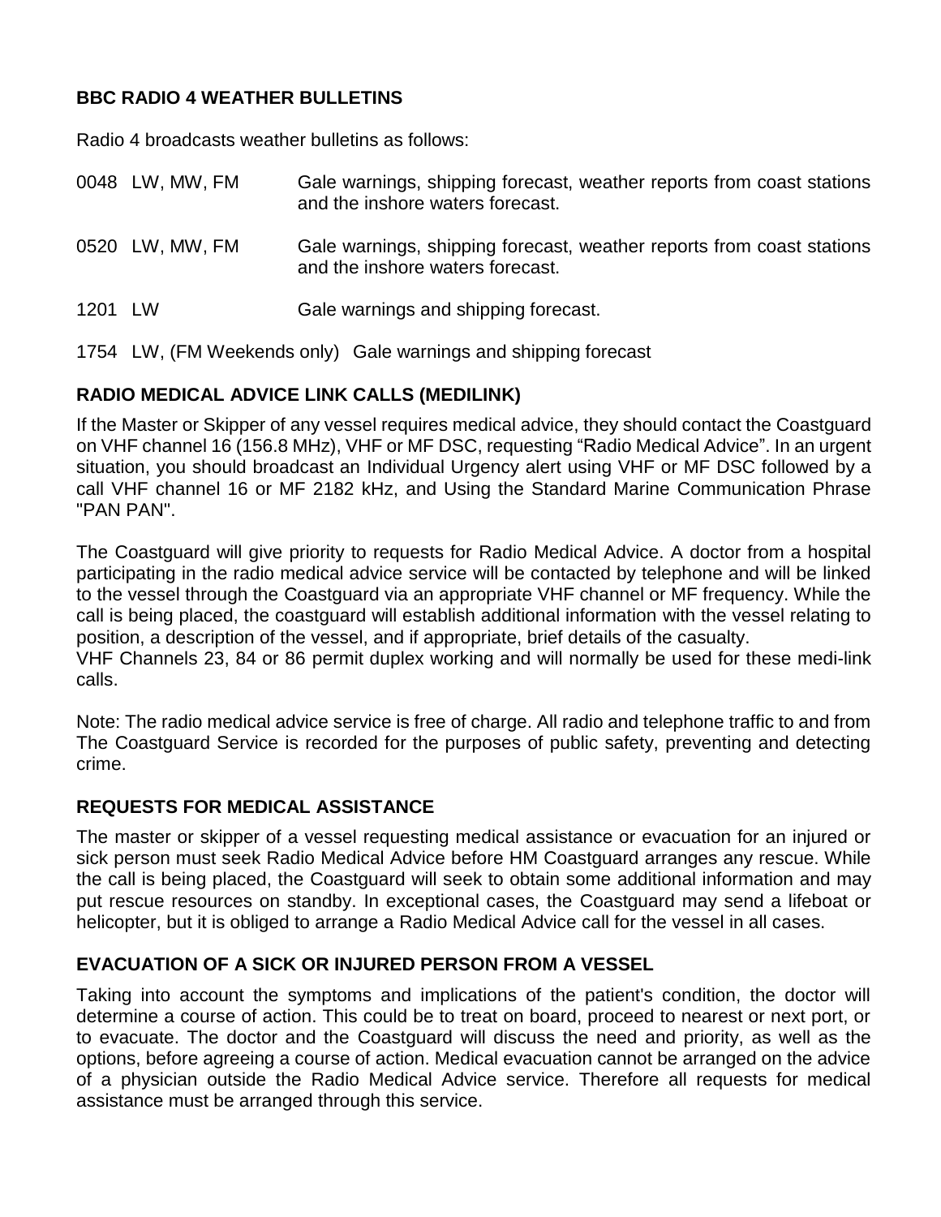**BBC RADIO 4 WEATHER BULLETINS**

Radio 4 broadcasts weather bulletins as follows:

| | | |
|---|---|---|
| 0048 | LW, MW, FM | Gale warnings, shipping forecast, weather reports from coast stations and the inshore waters forecast. |
| 0520 | LW, MW, FM | Gale warnings, shipping forecast, weather reports from coast stations and the inshore waters forecast. |
| 1201 | LW | Gale warnings and shipping forecast. |
| 1754 | LW, (FM Weekends only) | Gale warnings and shipping forecast |

**RADIO MEDICAL ADVICE LINK CALLS (MEDILINK)**

If the Master or Skipper of any vessel requires medical advice, they should contact the Coastguard on VHF channel 16 (156.8 MHz), VHF or MF DSC, requesting "Radio Medical Advice". In an urgent situation, you should broadcast an Individual Urgency alert using VHF or MF DSC followed by a call VHF channel 16 or MF 2182 kHz, and Using the Standard Marine Communication Phrase "PAN PAN".

The Coastguard will give priority to requests for Radio Medical Advice. A doctor from a hospital participating in the radio medical advice service will be contacted by telephone and will be linked to the vessel through the Coastguard via an appropriate VHF channel or MF frequency. While the call is being placed, the coastguard will establish additional information with the vessel relating to position, a description of the vessel, and if appropriate, brief details of the casualty.
VHF Channels 23, 84 or 86 permit duplex working and will normally be used for these medi-link calls.

Note: The radio medical advice service is free of charge. All radio and telephone traffic to and from The Coastguard Service is recorded for the purposes of public safety, preventing and detecting crime.

**REQUESTS FOR MEDICAL ASSISTANCE**

The master or skipper of a vessel requesting medical assistance or evacuation for an injured or sick person must seek Radio Medical Advice before HM Coastguard arranges any rescue. While the call is being placed, the Coastguard will seek to obtain some additional information and may put rescue resources on standby. In exceptional cases, the Coastguard may send a lifeboat or helicopter, but it is obliged to arrange a Radio Medical Advice call for the vessel in all cases.

**EVACUATION OF A SICK OR INJURED PERSON FROM A VESSEL**

Taking into account the symptoms and implications of the patient's condition, the doctor will determine a course of action. This could be to treat on board, proceed to nearest or next port, or to evacuate. The doctor and the Coastguard will discuss the need and priority, as well as the options, before agreeing a course of action. Medical evacuation cannot be arranged on the advice of a physician outside the Radio Medical Advice service. Therefore all requests for medical assistance must be arranged through this service.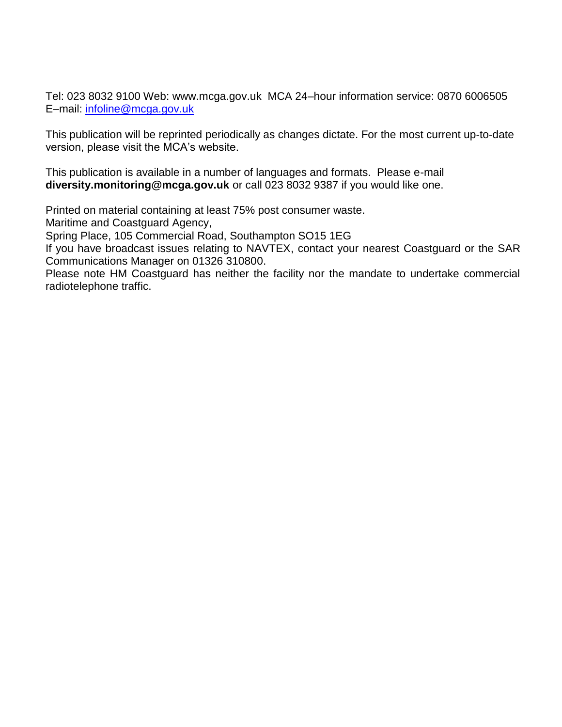Tel: 023 8032 9100 Web: www.mcga.gov.uk  MCA 24–hour information service: 0870 6006505
E–mail: infoline@mcga.gov.uk

This publication will be reprinted periodically as changes dictate. For the most current up-to-date version, please visit the MCA's website.

This publication is available in a number of languages and formats.  Please e-mail **diversity.monitoring@mcga.gov.uk** or call 023 8032 9387 if you would like one.

Printed on material containing at least 75% post consumer waste.
Maritime and Coastguard Agency,
Spring Place, 105 Commercial Road, Southampton SO15 1EG
If you have broadcast issues relating to NAVTEX, contact your nearest Coastguard or the SAR Communications Manager on 01326 310800.
Please note HM Coastguard has neither the facility nor the mandate to undertake commercial radiotelephone traffic.